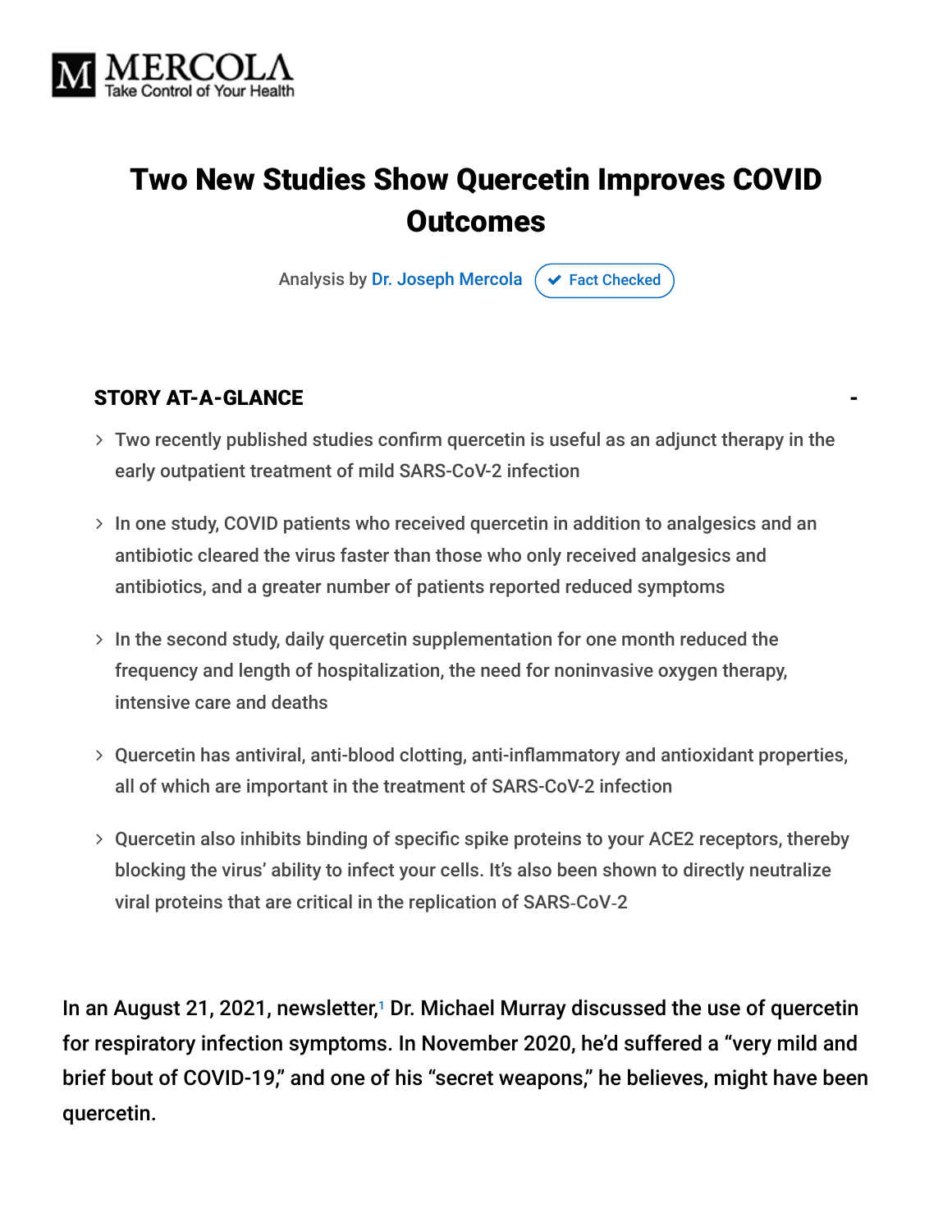MERCOLA
Take Control of Your Health

# Two New Studies Show Quercetin Improves COVID Outcomes

Analysis by Dr. Joseph Mercola  ✔ Fact Checked

## STORY AT-A-GLANCE

- Two recently published studies confirm quercetin is useful as an adjunct therapy in the early outpatient treatment of mild SARS-CoV-2 infection
- In one study, COVID patients who received quercetin in addition to analgesics and an antibiotic cleared the virus faster than those who only received analgesics and antibiotics, and a greater number of patients reported reduced symptoms
- In the second study, daily quercetin supplementation for one month reduced the frequency and length of hospitalization, the need for noninvasive oxygen therapy, intensive care and deaths
- Quercetin has antiviral, anti-blood clotting, anti-inflammatory and antioxidant properties, all of which are important in the treatment of SARS-CoV-2 infection
- Quercetin also inhibits binding of specific spike proteins to your ACE2 receptors, thereby blocking the virus' ability to infect your cells. It's also been shown to directly neutralize viral proteins that are critical in the replication of SARS-CoV-2

In an August 21, 2021, newsletter,[1] Dr. Michael Murray discussed the use of quercetin for respiratory infection symptoms. In November 2020, he'd suffered a "very mild and brief bout of COVID-19," and one of his "secret weapons," he believes, might have been quercetin.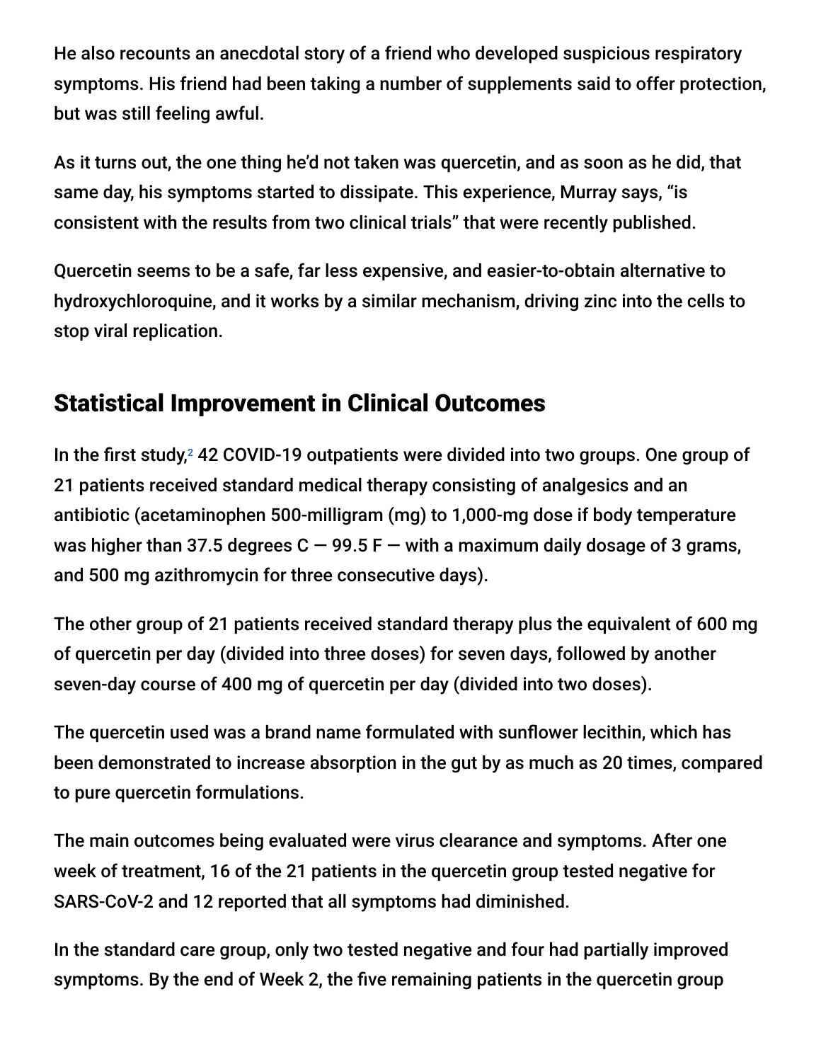He also recounts an anecdotal story of a friend who developed suspicious respiratory symptoms. His friend had been taking a number of supplements said to offer protection, but was still feeling awful.

As it turns out, the one thing he'd not taken was quercetin, and as soon as he did, that same day, his symptoms started to dissipate. This experience, Murray says, "is consistent with the results from two clinical trials" that were recently published.

Quercetin seems to be a safe, far less expensive, and easier-to-obtain alternative to hydroxychloroquine, and it works by a similar mechanism, driving zinc into the cells to stop viral replication.

## Statistical Improvement in Clinical Outcomes

In the first study,[2] 42 COVID-19 outpatients were divided into two groups. One group of 21 patients received standard medical therapy consisting of analgesics and an antibiotic (acetaminophen 500-milligram (mg) to 1,000-mg dose if body temperature was higher than 37.5 degrees C — 99.5 F — with a maximum daily dosage of 3 grams, and 500 mg azithromycin for three consecutive days).

The other group of 21 patients received standard therapy plus the equivalent of 600 mg of quercetin per day (divided into three doses) for seven days, followed by another seven-day course of 400 mg of quercetin per day (divided into two doses).

The quercetin used was a brand name formulated with sunflower lecithin, which has been demonstrated to increase absorption in the gut by as much as 20 times, compared to pure quercetin formulations.

The main outcomes being evaluated were virus clearance and symptoms. After one week of treatment, 16 of the 21 patients in the quercetin group tested negative for SARS-CoV-2 and 12 reported that all symptoms had diminished.

In the standard care group, only two tested negative and four had partially improved symptoms. By the end of Week 2, the five remaining patients in the quercetin group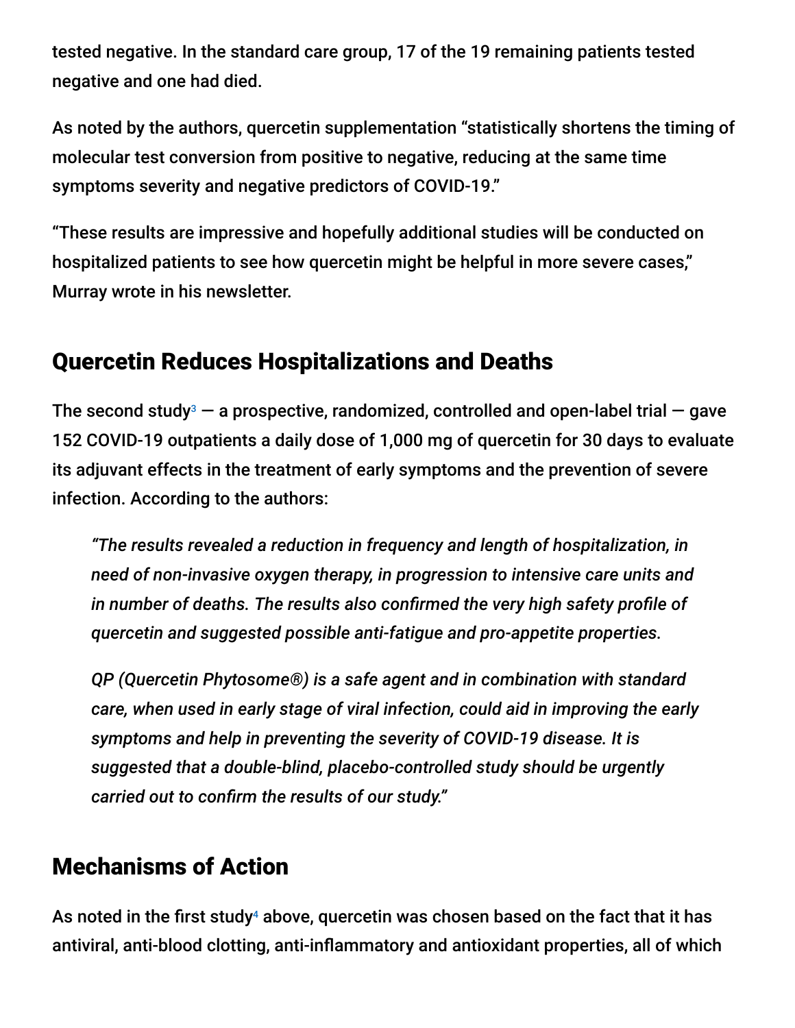tested negative. In the standard care group, 17 of the 19 remaining patients tested negative and one had died.

As noted by the authors, quercetin supplementation "statistically shortens the timing of molecular test conversion from positive to negative, reducing at the same time symptoms severity and negative predictors of COVID-19."

"These results are impressive and hopefully additional studies will be conducted on hospitalized patients to see how quercetin might be helpful in more severe cases," Murray wrote in his newsletter.

## Quercetin Reduces Hospitalizations and Deaths

The second study[3] — a prospective, randomized, controlled and open-label trial — gave 152 COVID-19 outpatients a daily dose of 1,000 mg of quercetin for 30 days to evaluate its adjuvant effects in the treatment of early symptoms and the prevention of severe infection. According to the authors:

> *"The results revealed a reduction in frequency and length of hospitalization, in need of non-invasive oxygen therapy, in progression to intensive care units and in number of deaths. The results also confirmed the very high safety profile of quercetin and suggested possible anti-fatigue and pro-appetite properties.*
>
> *QP (Quercetin Phytosome®) is a safe agent and in combination with standard care, when used in early stage of viral infection, could aid in improving the early symptoms and help in preventing the severity of COVID-19 disease. It is suggested that a double-blind, placebo-controlled study should be urgently carried out to confirm the results of our study."*

## Mechanisms of Action

As noted in the first study[4] above, quercetin was chosen based on the fact that it has antiviral, anti-blood clotting, anti-inflammatory and antioxidant properties, all of which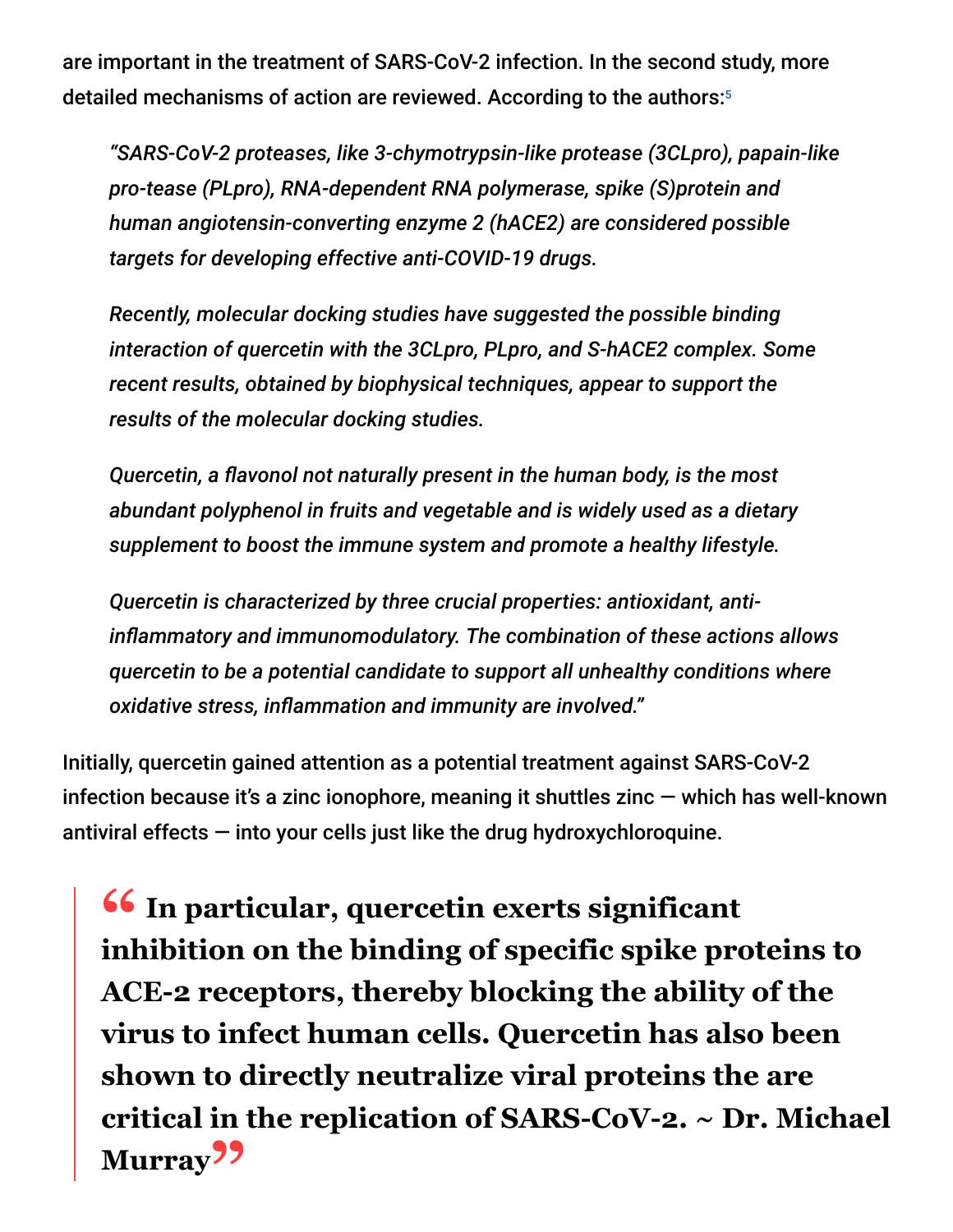are important in the treatment of SARS-CoV-2 infection. In the second study, more detailed mechanisms of action are reviewed. According to the authors:[5]

> *"SARS-CoV-2 proteases, like 3-chymotrypsin-like protease (3CLpro), papain-like pro-tease (PLpro), RNA-dependent RNA polymerase, spike (S)protein and human angiotensin-converting enzyme 2 (hACE2) are considered possible targets for developing effective anti-COVID-19 drugs.*
>
> *Recently, molecular docking studies have suggested the possible binding interaction of quercetin with the 3CLpro, PLpro, and S-hACE2 complex. Some recent results, obtained by biophysical techniques, appear to support the results of the molecular docking studies.*
>
> *Quercetin, a flavonol not naturally present in the human body, is the most abundant polyphenol in fruits and vegetable and is widely used as a dietary supplement to boost the immune system and promote a healthy lifestyle.*
>
> *Quercetin is characterized by three crucial properties: antioxidant, anti-inflammatory and immunomodulatory. The combination of these actions allows quercetin to be a potential candidate to support all unhealthy conditions where oxidative stress, inflammation and immunity are involved."*

Initially, quercetin gained attention as a potential treatment against SARS-CoV-2 infection because it's a zinc ionophore, meaning it shuttles zinc — which has well-known antiviral effects — into your cells just like the drug hydroxychloroquine.

> **"In particular, quercetin exerts significant inhibition on the binding of specific spike proteins to ACE-2 receptors, thereby blocking the ability of the virus to infect human cells. Quercetin has also been shown to directly neutralize viral proteins the are critical in the replication of SARS-CoV-2. ~ Dr. Michael Murray"**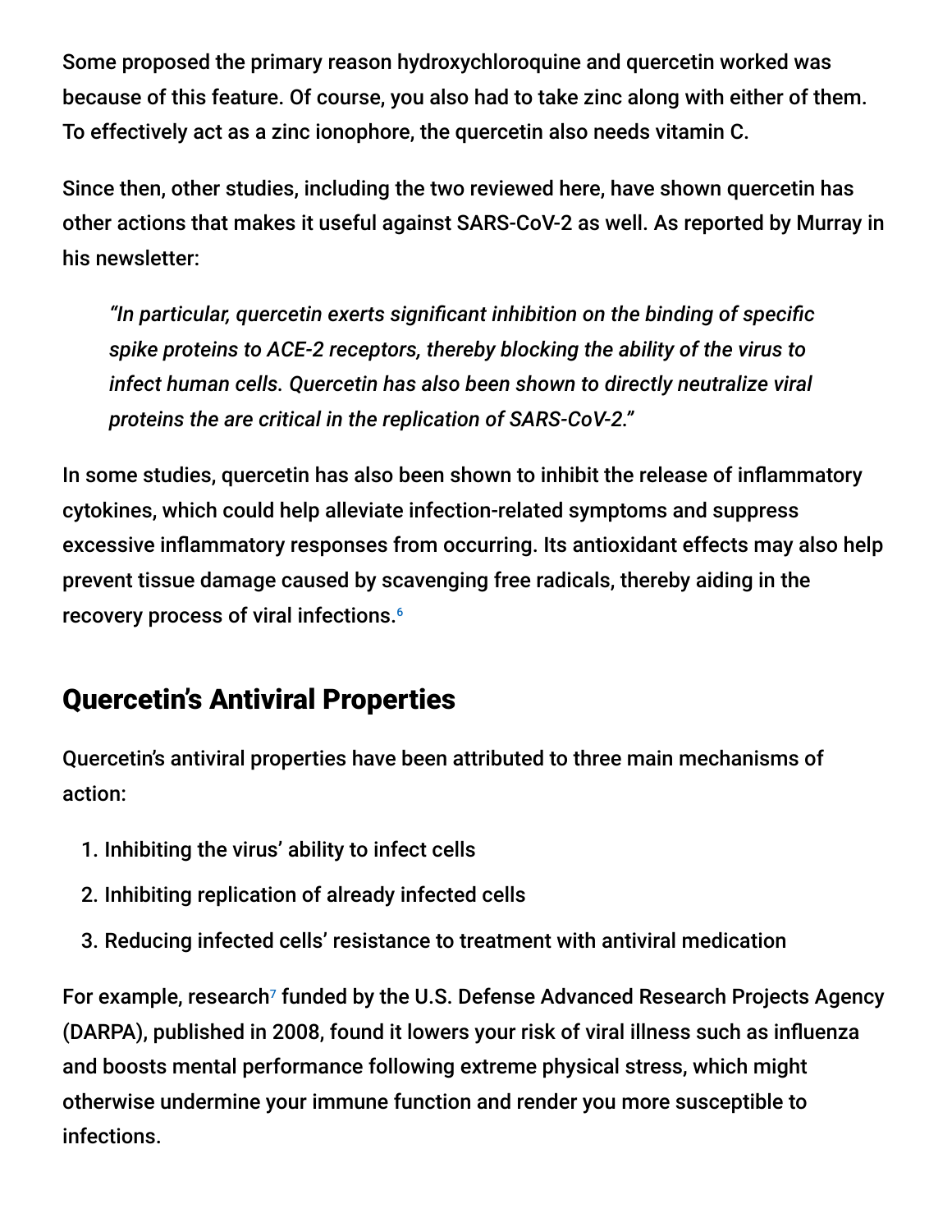Some proposed the primary reason hydroxychloroquine and quercetin worked was because of this feature. Of course, you also had to take zinc along with either of them. To effectively act as a zinc ionophore, the quercetin also needs vitamin C.

Since then, other studies, including the two reviewed here, have shown quercetin has other actions that makes it useful against SARS-CoV-2 as well. As reported by Murray in his newsletter:

> *"In particular, quercetin exerts significant inhibition on the binding of specific spike proteins to ACE-2 receptors, thereby blocking the ability of the virus to infect human cells. Quercetin has also been shown to directly neutralize viral proteins the are critical in the replication of SARS-CoV-2."*

In some studies, quercetin has also been shown to inhibit the release of inflammatory cytokines, which could help alleviate infection-related symptoms and suppress excessive inflammatory responses from occurring. Its antioxidant effects may also help prevent tissue damage caused by scavenging free radicals, thereby aiding in the recovery process of viral infections.[6]

## Quercetin's Antiviral Properties

Quercetin's antiviral properties have been attributed to three main mechanisms of action:

1. Inhibiting the virus' ability to infect cells
2. Inhibiting replication of already infected cells
3. Reducing infected cells' resistance to treatment with antiviral medication

For example, research[7] funded by the U.S. Defense Advanced Research Projects Agency (DARPA), published in 2008, found it lowers your risk of viral illness such as influenza and boosts mental performance following extreme physical stress, which might otherwise undermine your immune function and render you more susceptible to infections.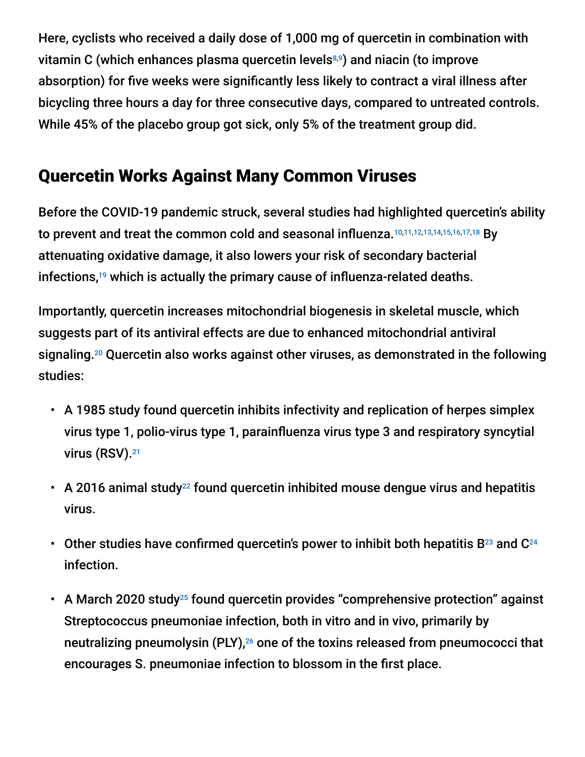Here, cyclists who received a daily dose of 1,000 mg of quercetin in combination with vitamin C (which enhances plasma quercetin levels[8,9]) and niacin (to improve absorption) for five weeks were significantly less likely to contract a viral illness after bicycling three hours a day for three consecutive days, compared to untreated controls. While 45% of the placebo group got sick, only 5% of the treatment group did.

## Quercetin Works Against Many Common Viruses

Before the COVID-19 pandemic struck, several studies had highlighted quercetin's ability to prevent and treat the common cold and seasonal influenza.[10,11,12,13,14,15,16,17,18] By attenuating oxidative damage, it also lowers your risk of secondary bacterial infections,[19] which is actually the primary cause of influenza-related deaths.

Importantly, quercetin increases mitochondrial biogenesis in skeletal muscle, which suggests part of its antiviral effects are due to enhanced mitochondrial antiviral signaling.[20] Quercetin also works against other viruses, as demonstrated in the following studies:

- A 1985 study found quercetin inhibits infectivity and replication of herpes simplex virus type 1, polio-virus type 1, parainfluenza virus type 3 and respiratory syncytial virus (RSV).[21]
- A 2016 animal study[22] found quercetin inhibited mouse dengue virus and hepatitis virus.
- Other studies have confirmed quercetin's power to inhibit both hepatitis B[23] and C[24] infection.
- A March 2020 study[25] found quercetin provides "comprehensive protection" against Streptococcus pneumoniae infection, both in vitro and in vivo, primarily by neutralizing pneumolysin (PLY),[26] one of the toxins released from pneumococci that encourages S. pneumoniae infection to blossom in the first place.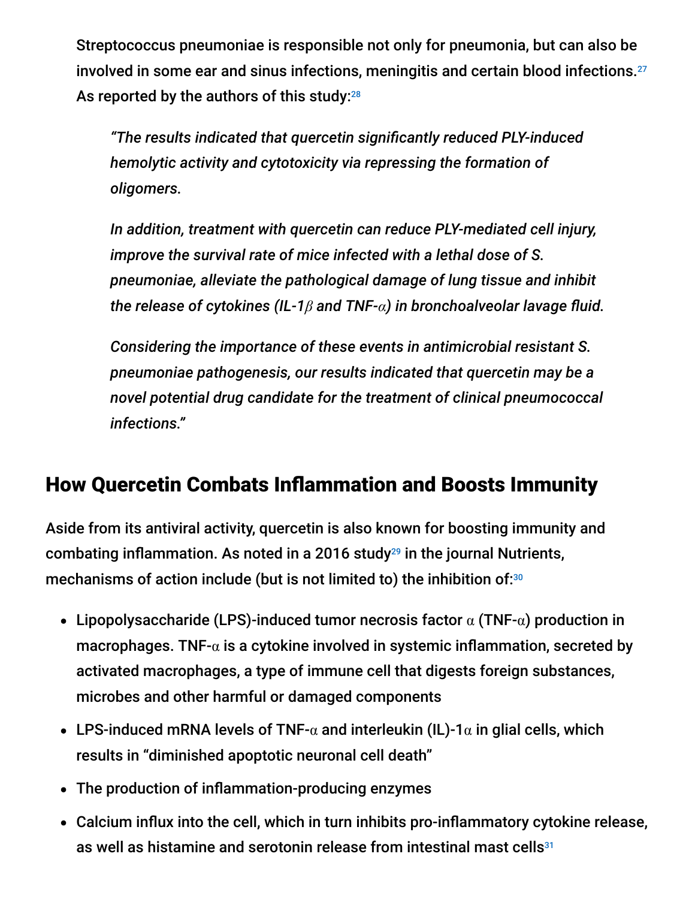Streptococcus pneumoniae is responsible not only for pneumonia, but can also be involved in some ear and sinus infections, meningitis and certain blood infections.[27] As reported by the authors of this study:[28]

> *"The results indicated that quercetin significantly reduced PLY-induced hemolytic activity and cytotoxicity via repressing the formation of oligomers.*
>
> *In addition, treatment with quercetin can reduce PLY-mediated cell injury, improve the survival rate of mice infected with a lethal dose of S. pneumoniae, alleviate the pathological damage of lung tissue and inhibit the release of cytokines (IL-1$\beta$ and TNF-$\alpha$) in bronchoalveolar lavage fluid.*
>
> *Considering the importance of these events in antimicrobial resistant S. pneumoniae pathogenesis, our results indicated that quercetin may be a novel potential drug candidate for the treatment of clinical pneumococcal infections."*

## How Quercetin Combats Inflammation and Boosts Immunity

Aside from its antiviral activity, quercetin is also known for boosting immunity and combating inflammation. As noted in a 2016 study[29] in the journal Nutrients, mechanisms of action include (but is not limited to) the inhibition of:[30]

- Lipopolysaccharide (LPS)-induced tumor necrosis factor $\alpha$ (TNF-$\alpha$) production in macrophages. TNF-$\alpha$ is a cytokine involved in systemic inflammation, secreted by activated macrophages, a type of immune cell that digests foreign substances, microbes and other harmful or damaged components
- LPS-induced mRNA levels of TNF-$\alpha$ and interleukin (IL)-1$\alpha$ in glial cells, which results in "diminished apoptotic neuronal cell death"
- The production of inflammation-producing enzymes
- Calcium influx into the cell, which in turn inhibits pro-inflammatory cytokine release, as well as histamine and serotonin release from intestinal mast cells[31]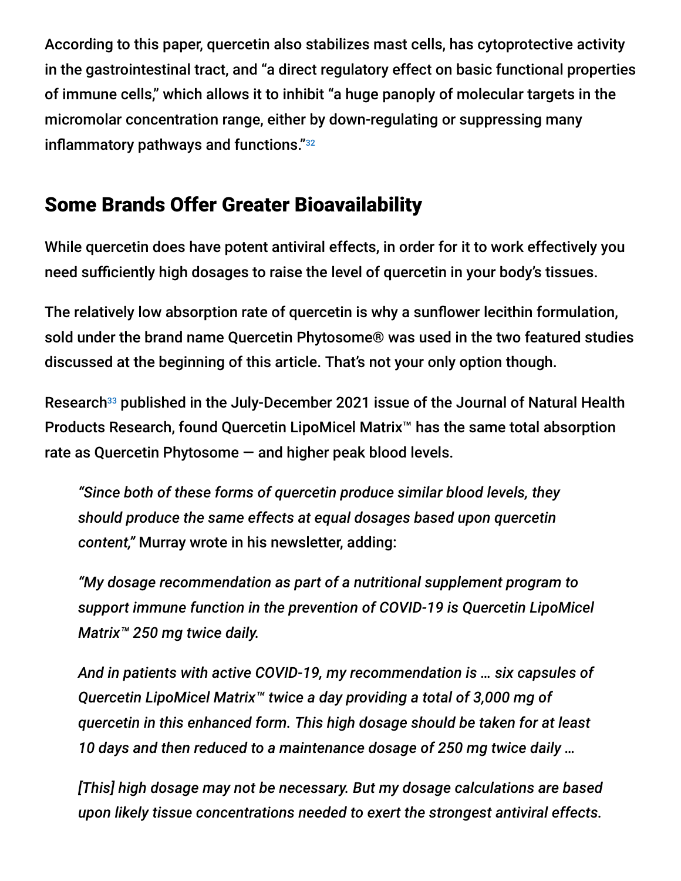According to this paper, quercetin also stabilizes mast cells, has cytoprotective activity in the gastrointestinal tract, and "a direct regulatory effect on basic functional properties of immune cells," which allows it to inhibit "a huge panoply of molecular targets in the micromolar concentration range, either by down-regulating or suppressing many inflammatory pathways and functions."[32]

## Some Brands Offer Greater Bioavailability

While quercetin does have potent antiviral effects, in order for it to work effectively you need sufficiently high dosages to raise the level of quercetin in your body's tissues.

The relatively low absorption rate of quercetin is why a sunflower lecithin formulation, sold under the brand name Quercetin Phytosome® was used in the two featured studies discussed at the beginning of this article. That's not your only option though.

Research[33] published in the July-December 2021 issue of the Journal of Natural Health Products Research, found Quercetin LipoMicel Matrix™ has the same total absorption rate as Quercetin Phytosome — and higher peak blood levels.

> *"Since both of these forms of quercetin produce similar blood levels, they should produce the same effects at equal dosages based upon quercetin content,"* Murray wrote in his newsletter, adding:
>
> *"My dosage recommendation as part of a nutritional supplement program to support immune function in the prevention of COVID-19 is Quercetin LipoMicel Matrix™ 250 mg twice daily.*
>
> *And in patients with active COVID-19, my recommendation is … six capsules of Quercetin LipoMicel Matrix™ twice a day providing a total of 3,000 mg of quercetin in this enhanced form. This high dosage should be taken for at least 10 days and then reduced to a maintenance dosage of 250 mg twice daily …*
>
> *[This] high dosage may not be necessary. But my dosage calculations are based upon likely tissue concentrations needed to exert the strongest antiviral effects.*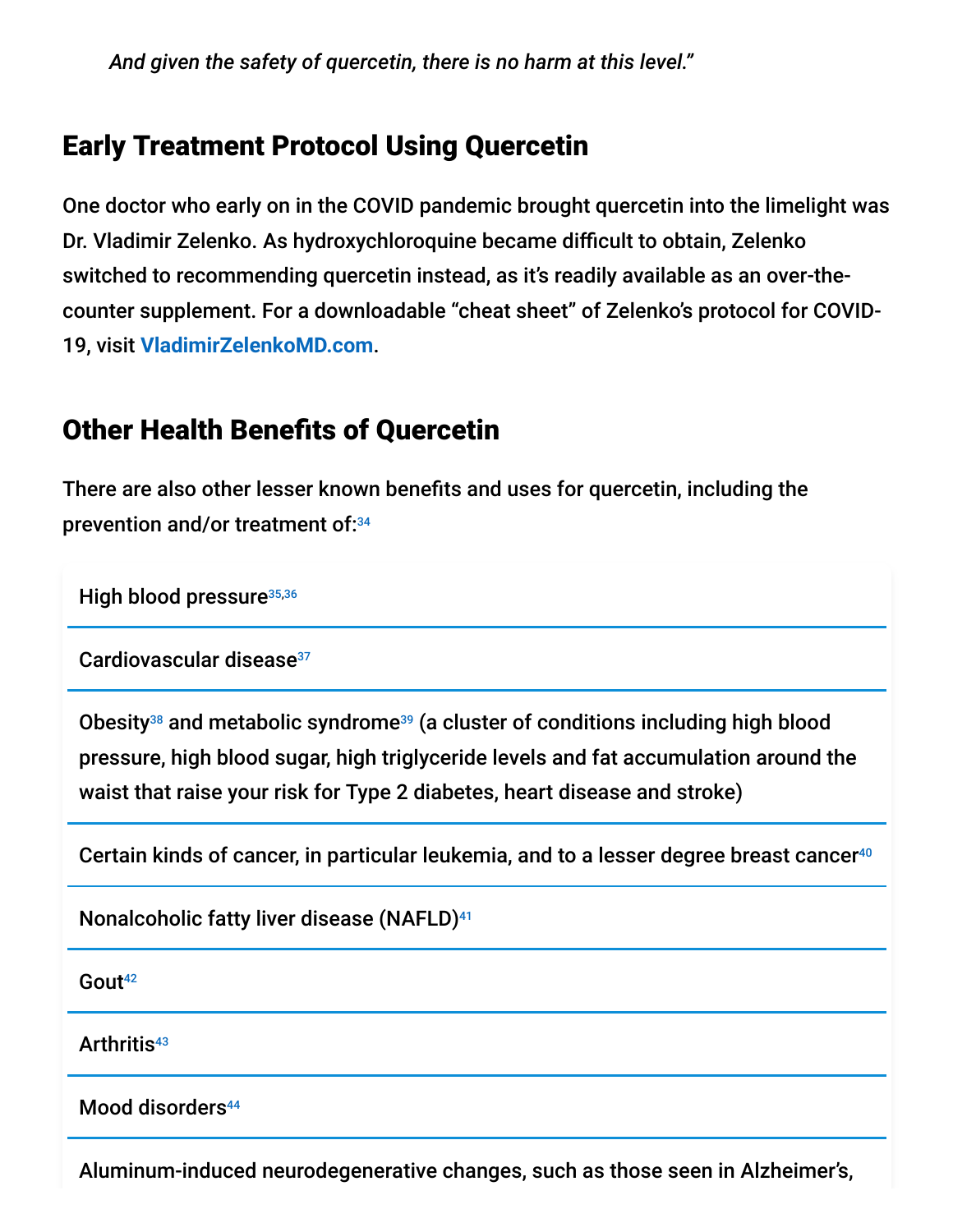*And given the safety of quercetin, there is no harm at this level."*

## Early Treatment Protocol Using Quercetin

One doctor who early on in the COVID pandemic brought quercetin into the limelight was Dr. Vladimir Zelenko. As hydroxychloroquine became difficult to obtain, Zelenko switched to recommending quercetin instead, as it's readily available as an over-the-counter supplement. For a downloadable "cheat sheet" of Zelenko's protocol for COVID-19, visit **VladimirZelenkoMD.com**.

## Other Health Benefits of Quercetin

There are also other lesser known benefits and uses for quercetin, including the prevention and/or treatment of:[34]

- High blood pressure[35,36]
- Cardiovascular disease[37]
- Obesity[38] and metabolic syndrome[39] (a cluster of conditions including high blood pressure, high blood sugar, high triglyceride levels and fat accumulation around the waist that raise your risk for Type 2 diabetes, heart disease and stroke)
- Certain kinds of cancer, in particular leukemia, and to a lesser degree breast cancer[40]
- Nonalcoholic fatty liver disease (NAFLD)[41]
- Gout[42]
- Arthritis[43]
- Mood disorders[44]
- Aluminum-induced neurodegenerative changes, such as those seen in Alzheimer's,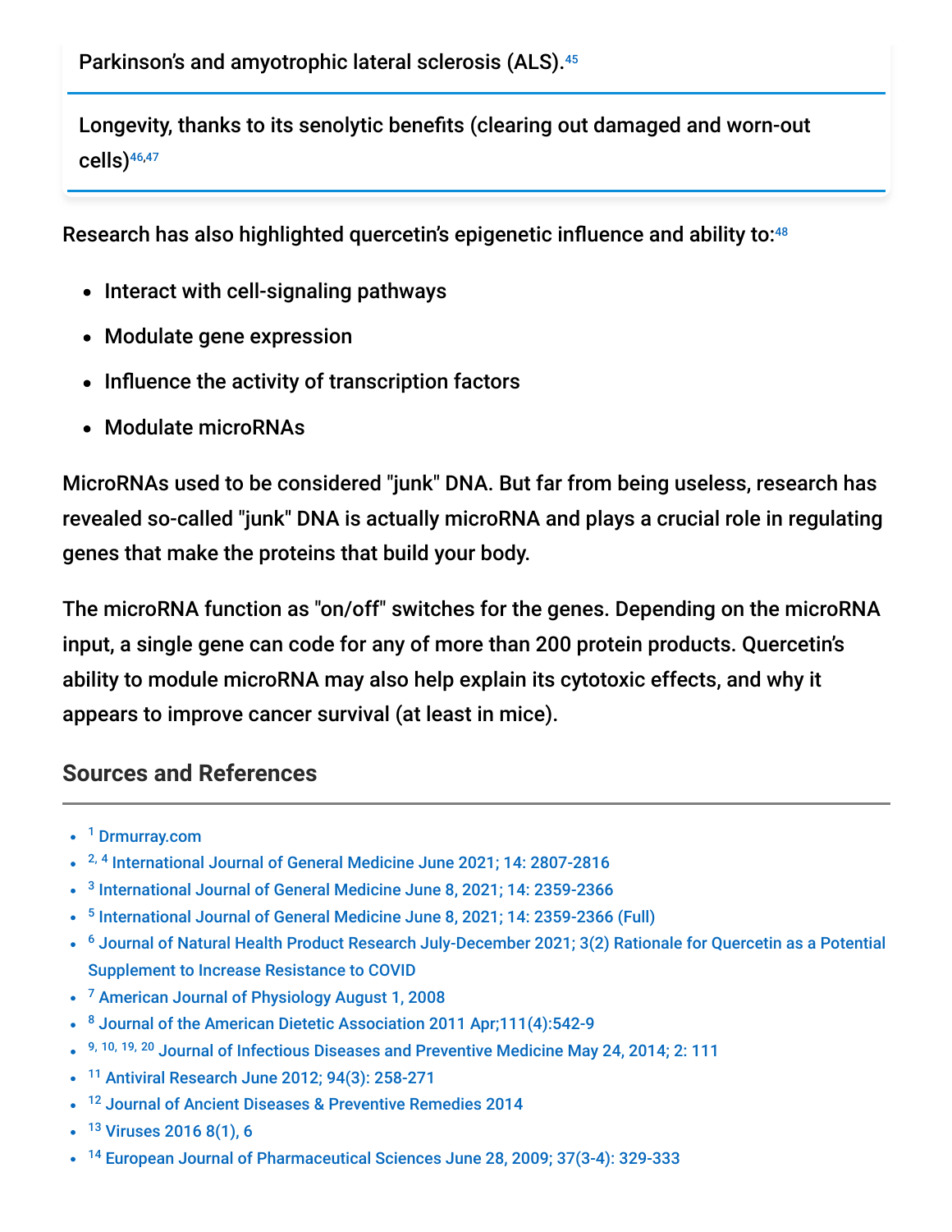Parkinson's and amyotrophic lateral sclerosis (ALS).[45]

Longevity, thanks to its senolytic benefits (clearing out damaged and worn-out cells)[46,47]

Research has also highlighted quercetin's epigenetic influence and ability to:[48]

- Interact with cell-signaling pathways
- Modulate gene expression
- Influence the activity of transcription factors
- Modulate microRNAs

MicroRNAs used to be considered "junk" DNA. But far from being useless, research has revealed so-called "junk" DNA is actually microRNA and plays a crucial role in regulating genes that make the proteins that build your body.

The microRNA function as "on/off" switches for the genes. Depending on the microRNA input, a single gene can code for any of more than 200 protein products. Quercetin's ability to module microRNA may also help explain its cytotoxic effects, and why it appears to improve cancer survival (at least in mice).

## Sources and References

- [1] Drmurray.com
- [2, 4] International Journal of General Medicine June 2021; 14: 2807-2816
- [3] International Journal of General Medicine June 8, 2021; 14: 2359-2366
- [5] International Journal of General Medicine June 8, 2021; 14: 2359-2366 (Full)
- [6] Journal of Natural Health Product Research July-December 2021; 3(2) Rationale for Quercetin as a Potential Supplement to Increase Resistance to COVID
- [7] American Journal of Physiology August 1, 2008
- [8] Journal of the American Dietetic Association 2011 Apr;111(4):542-9
- [9, 10, 19, 20] Journal of Infectious Diseases and Preventive Medicine May 24, 2014; 2: 111
- [11] Antiviral Research June 2012; 94(3): 258-271
- [12] Journal of Ancient Diseases & Preventive Remedies 2014
- [13] Viruses 2016 8(1), 6
- [14] European Journal of Pharmaceutical Sciences June 28, 2009; 37(3-4): 329-333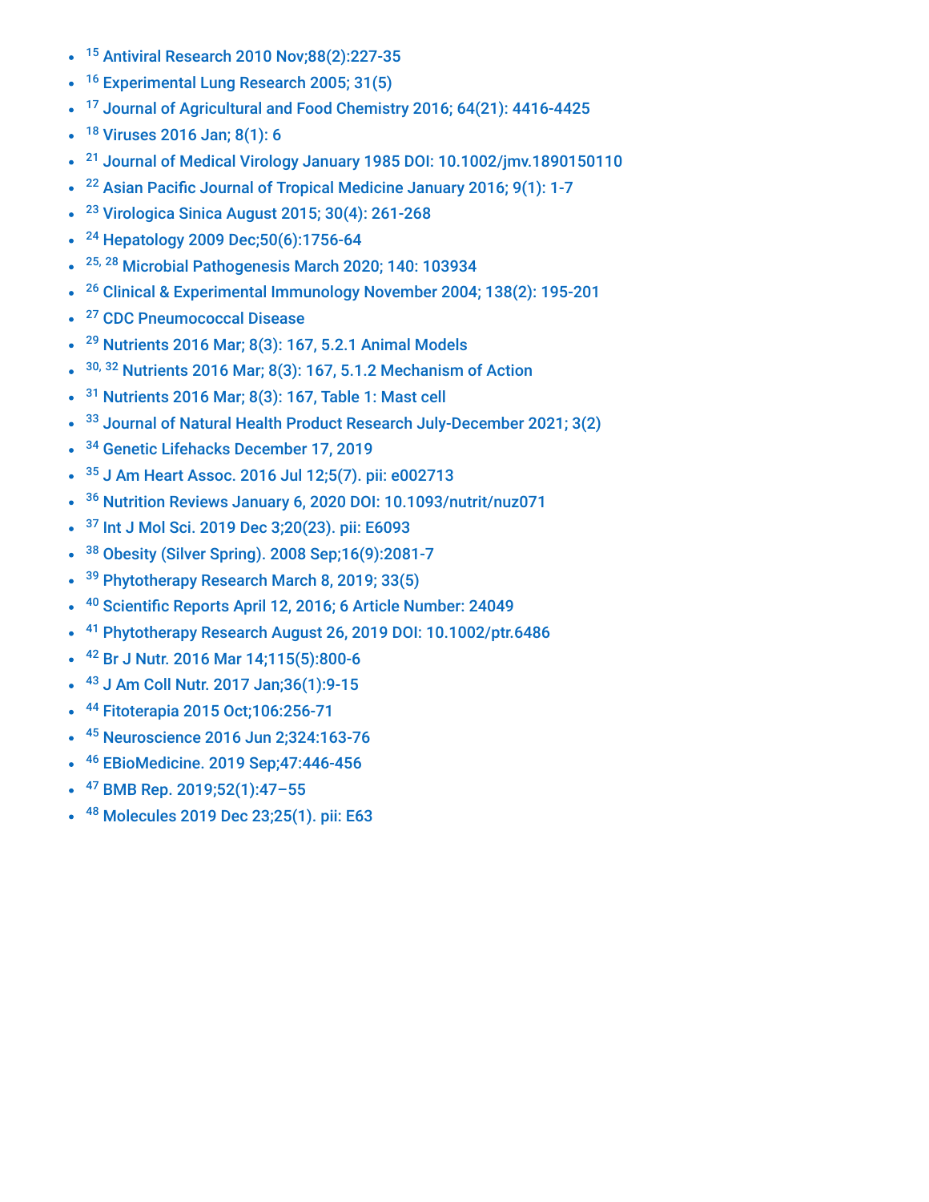- [15] Antiviral Research 2010 Nov;88(2):227-35
- [16] Experimental Lung Research 2005; 31(5)
- [17] Journal of Agricultural and Food Chemistry 2016; 64(21): 4416-4425
- [18] Viruses 2016 Jan; 8(1): 6
- [21] Journal of Medical Virology January 1985 DOI: 10.1002/jmv.1890150110
- [22] Asian Pacific Journal of Tropical Medicine January 2016; 9(1): 1-7
- [23] Virologica Sinica August 2015; 30(4): 261-268
- [24] Hepatology 2009 Dec;50(6):1756-64
- [25, 28] Microbial Pathogenesis March 2020; 140: 103934
- [26] Clinical & Experimental Immunology November 2004; 138(2): 195-201
- [27] CDC Pneumococcal Disease
- [29] Nutrients 2016 Mar; 8(3): 167, 5.2.1 Animal Models
- [30, 32] Nutrients 2016 Mar; 8(3): 167, 5.1.2 Mechanism of Action
- [31] Nutrients 2016 Mar; 8(3): 167, Table 1: Mast cell
- [33] Journal of Natural Health Product Research July-December 2021; 3(2)
- [34] Genetic Lifehacks December 17, 2019
- [35] J Am Heart Assoc. 2016 Jul 12;5(7). pii: e002713
- [36] Nutrition Reviews January 6, 2020 DOI: 10.1093/nutrit/nuz071
- [37] Int J Mol Sci. 2019 Dec 3;20(23). pii: E6093
- [38] Obesity (Silver Spring). 2008 Sep;16(9):2081-7
- [39] Phytotherapy Research March 8, 2019; 33(5)
- [40] Scientific Reports April 12, 2016; 6 Article Number: 24049
- [41] Phytotherapy Research August 26, 2019 DOI: 10.1002/ptr.6486
- [42] Br J Nutr. 2016 Mar 14;115(5):800-6
- [43] J Am Coll Nutr. 2017 Jan;36(1):9-15
- [44] Fitoterapia 2015 Oct;106:256-71
- [45] Neuroscience 2016 Jun 2;324:163-76
- [46] EBioMedicine. 2019 Sep;47:446-456
- [47] BMB Rep. 2019;52(1):47–55
- [48] Molecules 2019 Dec 23;25(1). pii: E63